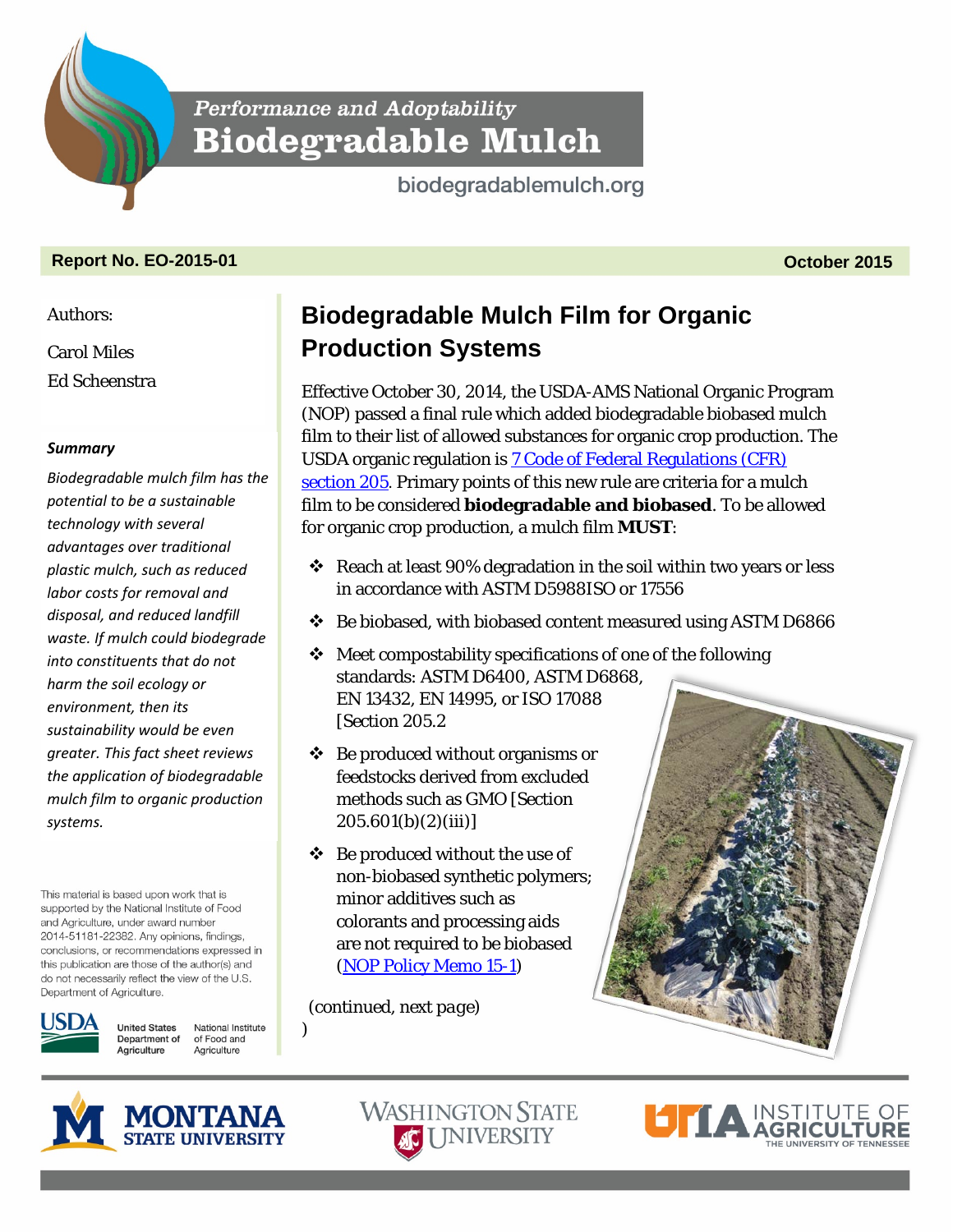*Performance and Adoptability*

**Biodegradable Mulch**

biodegradablemulch.org

**Report No. EO-2015-01** **October 2015**

Authors:

Carol Miles

Ed Scheenstra

***Summary***

*Biodegradable mulch film has the potential to be a sustainable technology with several advantages over traditional plastic mulch, such as reduced labor costs for removal and disposal, and reduced landfill waste. If mulch could biodegrade into constituents that do not harm the soil ecology or environment, then its sustainability would be even greater. This fact sheet reviews the application of biodegradable mulch film to organic production systems.*

This material is based upon work that is supported by the National Institute of Food and Agriculture, under award number 2014-51181-22382. Any opinions, findings, conclusions, or recommendations expressed in this publication are those of the author(s) and do not necessarily reflect the view of the U.S. Department of Agriculture.

USDA United States Department of Agriculture National Institute of Food and Agriculture

# Biodegradable Mulch Film for Organic Production Systems

Effective October 30, 2014, the USDA-AMS National Organic Program (NOP) passed a final rule which added biodegradable biobased mulch film to their list of allowed substances for organic crop production. The USDA organic regulation is [7 Code of Federal Regulations (CFR) section 205](). Primary points of this new rule are criteria for a mulch film to be considered **biodegradable and biobased**. To be allowed for organic crop production, a mulch film **MUST**:

- Reach at least 90% degradation in the soil within two years or less in accordance with ASTM D5988ISO or 17556
- Be biobased, with biobased content measured using ASTM D6866
- Meet compostability specifications of one of the following standards: ASTM D6400, ASTM D6868, EN 13432, EN 14995, or ISO 17088 [Section 205.2
- Be produced without organisms or feedstocks derived from excluded methods such as GMO [Section 205.601(b)(2)(iii)]
- Be produced without the use of non-biobased synthetic polymers; minor additives such as colorants and processing aids are not required to be biobased ([NOP Policy Memo 15-1]())

(continued, next page)
)

MONTANA STATE UNIVERSITY | WASHINGTON STATE UNIVERSITY | UTIA INSTITUTE OF AGRICULTURE THE UNIVERSITY OF TENNESSEE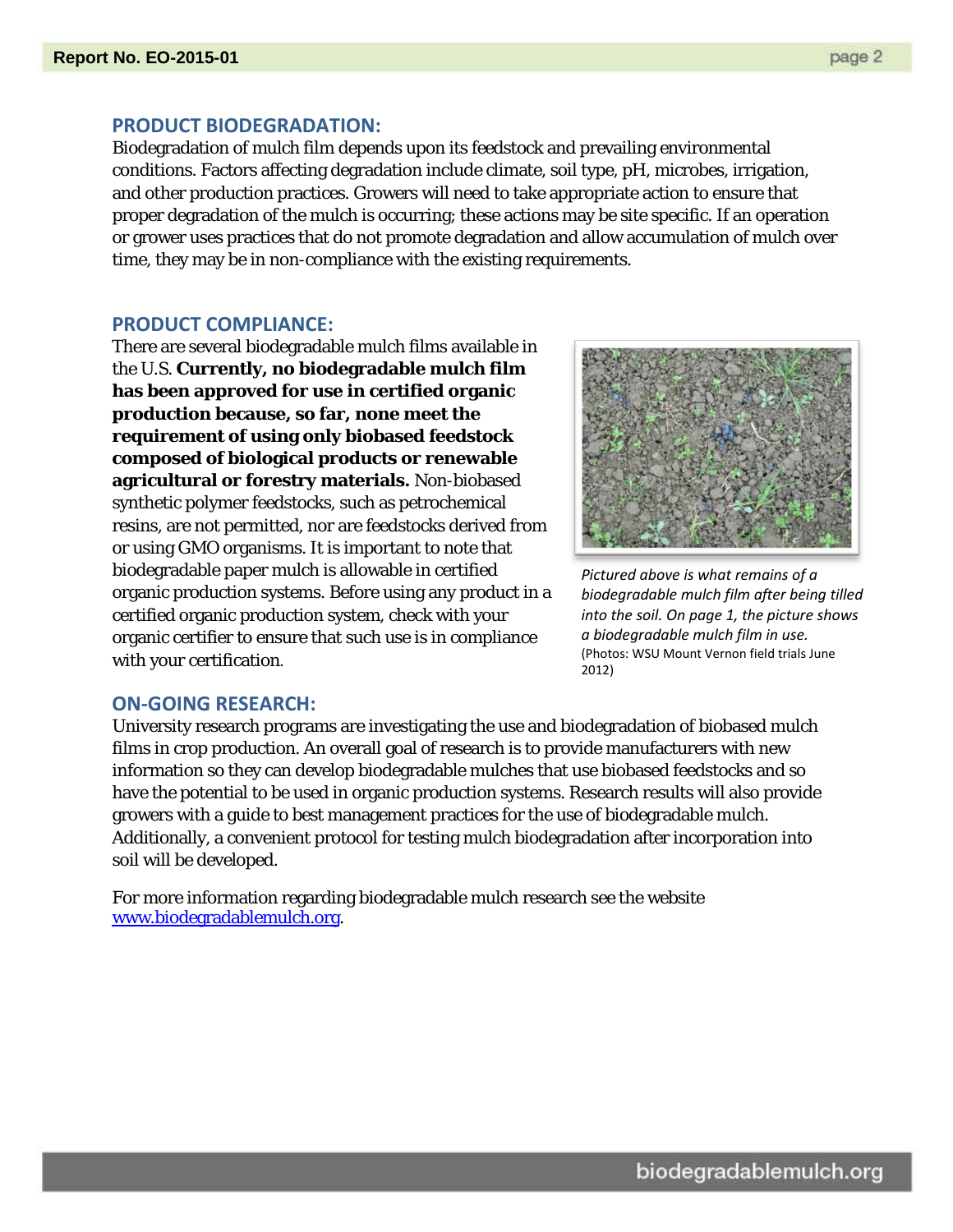## PRODUCT BIODEGRADATION:

Biodegradation of mulch film depends upon its feedstock and prevailing environmental conditions. Factors affecting degradation include climate, soil type, pH, microbes, irrigation, and other production practices. Growers will need to take appropriate action to ensure that proper degradation of the mulch is occurring; these actions may be site specific. If an operation or grower uses practices that do not promote degradation and allow accumulation of mulch over time, they may be in non-compliance with the existing requirements.

## PRODUCT COMPLIANCE:

There are several biodegradable mulch films available in the U.S. **Currently, no biodegradable mulch film has been approved for use in certified organic production because, so far, none meet the requirement of using only biobased feedstock composed of biological products or renewable agricultural or forestry materials.** Non-biobased synthetic polymer feedstocks, such as petrochemical resins, are not permitted, nor are feedstocks derived from or using GMO organisms. It is important to note that biodegradable paper mulch is allowable in certified organic production systems. Before using any product in a certified organic production system, check with your organic certifier to ensure that such use is in compliance with your certification.

*Pictured above is what remains of a biodegradable mulch film after being tilled into the soil. On page 1, the picture shows a biodegradable mulch film in use.*
(Photos: WSU Mount Vernon field trials June 2012)

## ON-GOING RESEARCH:

University research programs are investigating the use and biodegradation of biobased mulch films in crop production. An overall goal of research is to provide manufacturers with new information so they can develop biodegradable mulches that use biobased feedstocks and so have the potential to be used in organic production systems. Research results will also provide growers with a guide to best management practices for the use of biodegradable mulch. Additionally, a convenient protocol for testing mulch biodegradation after incorporation into soil will be developed.

For more information regarding biodegradable mulch research see the website [www.biodegradablemulch.org](http://www.biodegradablemulch.org).